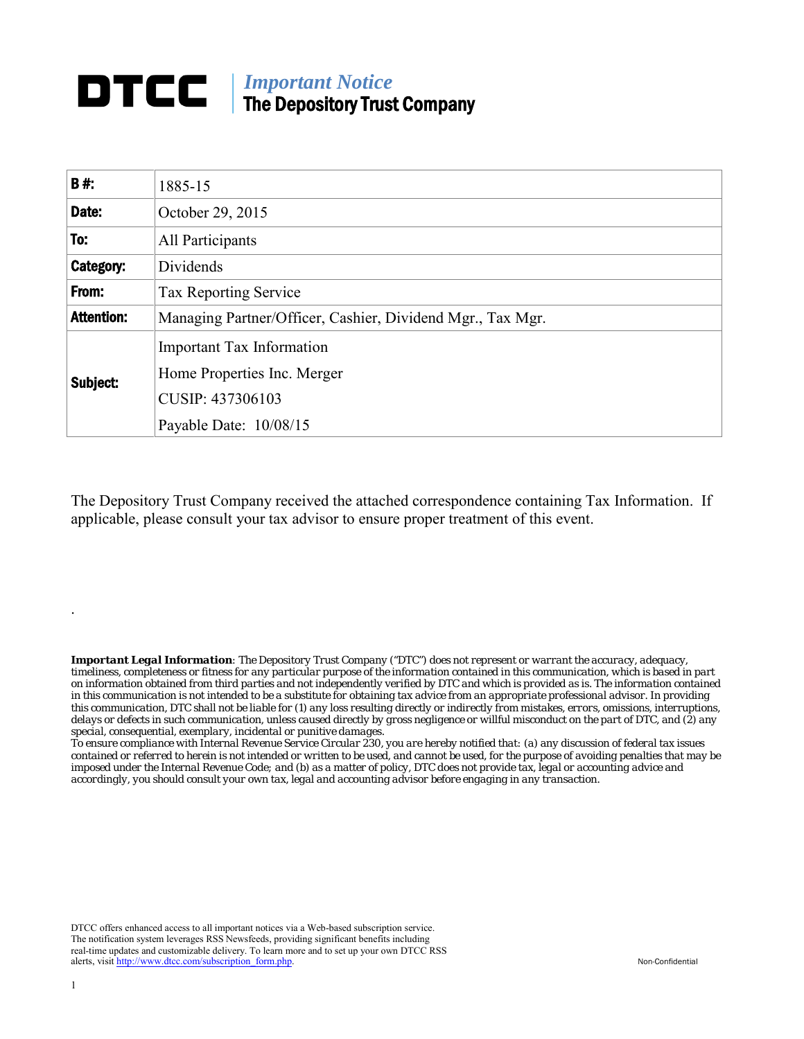# DTCC | *Important Notice* The Depository Trust Company

| | |
|---|---|
| **B #:** | 1885-15 |
| **Date:** | October 29, 2015 |
| **To:** | All Participants |
| **Category:** | Dividends |
| **From:** | Tax Reporting Service |
| **Attention:** | Managing Partner/Officer, Cashier, Dividend Mgr., Tax Mgr. |
| **Subject:** | Important Tax Information<br>Home Properties Inc. Merger<br>CUSIP: 437306103<br>Payable Date: 10/08/15 |

The Depository Trust Company received the attached correspondence containing Tax Information. If applicable, please consult your tax advisor to ensure proper treatment of this event.

.

***Important Legal Information***: The Depository Trust Company ("DTC") does not represent or warrant the accuracy, adequacy, timeliness, completeness or fitness for any particular purpose of the information contained in this communication, which is based in part on information obtained from third parties and not independently verified by DTC and which is provided as is. The information contained in this communication is not intended to be a substitute for obtaining tax advice from an appropriate professional advisor. In providing this communication, DTC shall not be liable for (1) any loss resulting directly or indirectly from mistakes, errors, omissions, interruptions, delays or defects in such communication, unless caused directly by gross negligence or willful misconduct on the part of DTC, and (2) any special, consequential, exemplary, incidental or punitive damages.
To ensure compliance with Internal Revenue Service Circular 230, you are hereby notified that: (a) any discussion of federal tax issues contained or referred to herein is not intended or written to be used, and cannot be used, for the purpose of avoiding penalties that may be imposed under the Internal Revenue Code; and (b) as a matter of policy, DTC does not provide tax, legal or accounting advice and accordingly, you should consult your own tax, legal and accounting advisor before engaging in any transaction.

DTCC offers enhanced access to all important notices via a Web-based subscription service. The notification system leverages RSS Newsfeeds, providing significant benefits including real-time updates and customizable delivery. To learn more and to set up your own DTCC RSS alerts, visit http://www.dtcc.com/subscription_form.php.

Non-Confidential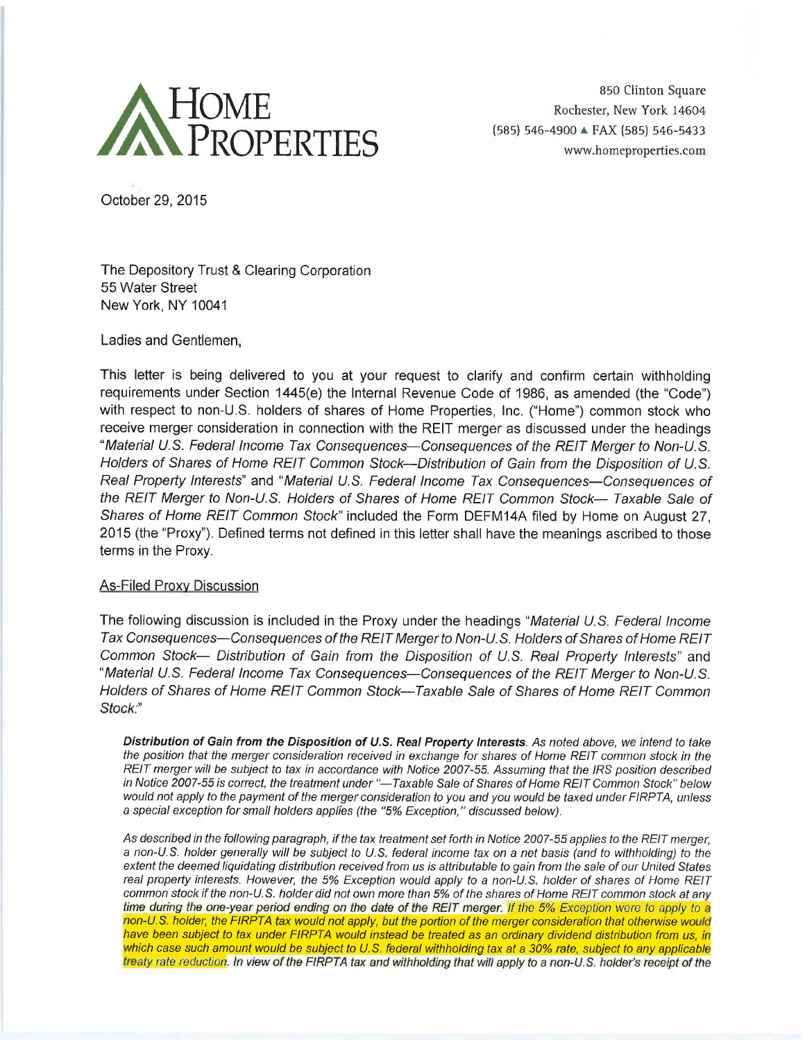# HOME PROPERTIES

850 Clinton Square
Rochester, New York 14604
(585) 546-4900 ▲ FAX (585) 546-5433
www.homeproperties.com

October 29, 2015

The Depository Trust & Clearing Corporation
55 Water Street
New York, NY 10041

Ladies and Gentlemen,

This letter is being delivered to you at your request to clarify and confirm certain withholding requirements under Section 1445(e) the Internal Revenue Code of 1986, as amended (the "Code") with respect to non-U.S. holders of shares of Home Properties, Inc. ("Home") common stock who receive merger consideration in connection with the REIT merger as discussed under the headings "*Material U.S. Federal Income Tax Consequences—Consequences of the REIT Merger to Non-U.S. Holders of Shares of Home REIT Common Stock—Distribution of Gain from the Disposition of U.S. Real Property Interests*" and "*Material U.S. Federal Income Tax Consequences—Consequences of the REIT Merger to Non-U.S. Holders of Shares of Home REIT Common Stock— Taxable Sale of Shares of Home REIT Common Stock*" included the Form DEFM14A filed by Home on August 27, 2015 (the "Proxy"). Defined terms not defined in this letter shall have the meanings ascribed to those terms in the Proxy.

## As-Filed Proxy Discussion

The following discussion is included in the Proxy under the headings "*Material U.S. Federal Income Tax Consequences—Consequences of the REIT Merger to Non-U.S. Holders of Shares of Home REIT Common Stock— Distribution of Gain from the Disposition of U.S. Real Property Interests*" and "*Material U.S. Federal Income Tax Consequences—Consequences of the REIT Merger to Non-U.S. Holders of Shares of Home REIT Common Stock—Taxable Sale of Shares of Home REIT Common Stock*:"

> ***Distribution of Gain from the Disposition of U.S. Real Property Interests.*** *As noted above, we intend to take the position that the merger consideration received in exchange for shares of Home REIT common stock in the REIT merger will be subject to tax in accordance with Notice 2007-55. Assuming that the IRS position described in Notice 2007-55 is correct, the treatment under "—Taxable Sale of Shares of Home REIT Common Stock" below would not apply to the payment of the merger consideration to you and you would be taxed under FIRPTA, unless a special exception for small holders applies (the "5% Exception," discussed below).*
>
> *As described in the following paragraph, if the tax treatment set forth in Notice 2007-55 applies to the REIT merger, a non-U.S. holder generally will be subject to U.S. federal income tax on a net basis (and to withholding) to the extent the deemed liquidating distribution received from us is attributable to gain from the sale of our United States real property interests. However, the 5% Exception would apply to a non-U.S. holder of shares of Home REIT common stock if the non-U.S. holder did not own more than 5% of the shares of Home REIT common stock at any time during the one-year period ending on the date of the REIT merger. If the 5% Exception were to apply to a non-U.S. holder, the FIRPTA tax would not apply, but the portion of the merger consideration that otherwise would have been subject to tax under FIRPTA would instead be treated as an ordinary dividend distribution from us, in which case such amount would be subject to U.S. federal withholding tax at a 30% rate, subject to any applicable treaty rate reduction. In view of the FIRPTA tax and withholding that will apply to a non-U.S. holder's receipt of the*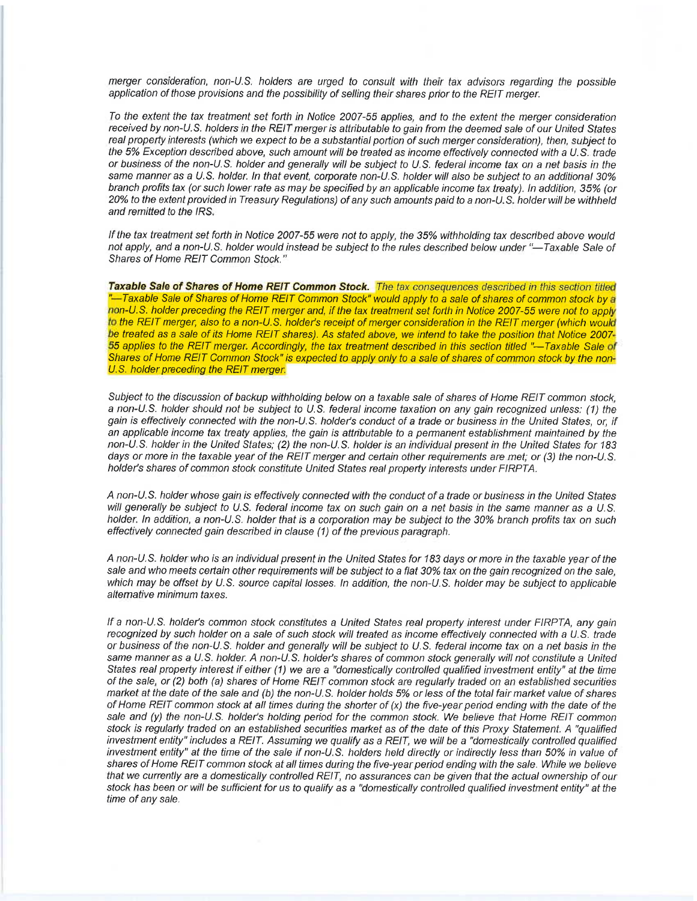*merger consideration, non-U.S. holders are urged to consult with their tax advisors regarding the possible application of those provisions and the possibility of selling their shares prior to the REIT merger.*

*To the extent the tax treatment set forth in Notice 2007-55 applies, and to the extent the merger consideration received by non-U.S. holders in the REIT merger is attributable to gain from the deemed sale of our United States real property interests (which we expect to be a substantial portion of such merger consideration), then, subject to the 5% Exception described above, such amount will be treated as income effectively connected with a U.S. trade or business of the non-U.S. holder and generally will be subject to U.S. federal income tax on a net basis in the same manner as a U.S. holder. In that event, corporate non-U.S. holder will also be subject to an additional 30% branch profits tax (or such lower rate as may be specified by an applicable income tax treaty). In addition, 35% (or 20% to the extent provided in Treasury Regulations) of any such amounts paid to a non-U.S. holder will be withheld and remitted to the IRS.*

*If the tax treatment set forth in Notice 2007-55 were not to apply, the 35% withholding tax described above would not apply, and a non-U.S. holder would instead be subject to the rules described below under "—Taxable Sale of Shares of Home REIT Common Stock."*

***Taxable Sale of Shares of Home REIT Common Stock.*** *The tax consequences described in this section titled "—Taxable Sale of Shares of Home REIT Common Stock" would apply to a sale of shares of common stock by a non-U.S. holder preceding the REIT merger and, if the tax treatment set forth in Notice 2007-55 were not to apply to the REIT merger, also to a non-U.S. holder's receipt of merger consideration in the REIT merger (which would be treated as a sale of its Home REIT shares). As stated above, we intend to take the position that Notice 2007-55 applies to the REIT merger. Accordingly, the tax treatment described in this section titled "—Taxable Sale of Shares of Home REIT Common Stock" is expected to apply only to a sale of shares of common stock by the non-U.S. holder preceding the REIT merger.*

*Subject to the discussion of backup withholding below on a taxable sale of shares of Home REIT common stock, a non-U.S. holder should not be subject to U.S. federal income taxation on any gain recognized unless: (1) the gain is effectively connected with the non-U.S. holder's conduct of a trade or business in the United States, or, if an applicable income tax treaty applies, the gain is attributable to a permanent establishment maintained by the non-U.S. holder in the United States; (2) the non-U.S. holder is an individual present in the United States for 183 days or more in the taxable year of the REIT merger and certain other requirements are met; or (3) the non-U.S. holder's shares of common stock constitute United States real property interests under FIRPTA.*

*A non-U.S. holder whose gain is effectively connected with the conduct of a trade or business in the United States will generally be subject to U.S. federal income tax on such gain on a net basis in the same manner as a U.S. holder. In addition, a non-U.S. holder that is a corporation may be subject to the 30% branch profits tax on such effectively connected gain described in clause (1) of the previous paragraph.*

*A non-U.S. holder who is an individual present in the United States for 183 days or more in the taxable year of the sale and who meets certain other requirements will be subject to a flat 30% tax on the gain recognized on the sale, which may be offset by U.S. source capital losses. In addition, the non-U.S. holder may be subject to applicable alternative minimum taxes.*

*If a non-U.S. holder's common stock constitutes a United States real property interest under FIRPTA, any gain recognized by such holder on a sale of such stock will treated as income effectively connected with a U.S. trade or business of the non-U.S. holder and generally will be subject to U.S. federal income tax on a net basis in the same manner as a U.S. holder. A non-U.S. holder's shares of common stock generally will not constitute a United States real property interest if either (1) we are a "domestically controlled qualified investment entity" at the time of the sale, or (2) both (a) shares of Home REIT common stock are regularly traded on an established securities market at the date of the sale and (b) the non-U.S. holder holds 5% or less of the total fair market value of shares of Home REIT common stock at all times during the shorter of (x) the five-year period ending with the date of the sale and (y) the non-U.S. holder's holding period for the common stock. We believe that Home REIT common stock is regularly traded on an established securities market as of the date of this Proxy Statement. A "qualified investment entity" includes a REIT. Assuming we qualify as a REIT, we will be a "domestically controlled qualified investment entity" at the time of the sale if non-U.S. holders held directly or indirectly less than 50% in value of shares of Home REIT common stock at all times during the five-year period ending with the sale. While we believe that we currently are a domestically controlled REIT, no assurances can be given that the actual ownership of our stock has been or will be sufficient for us to qualify as a "domestically controlled qualified investment entity" at the time of any sale.*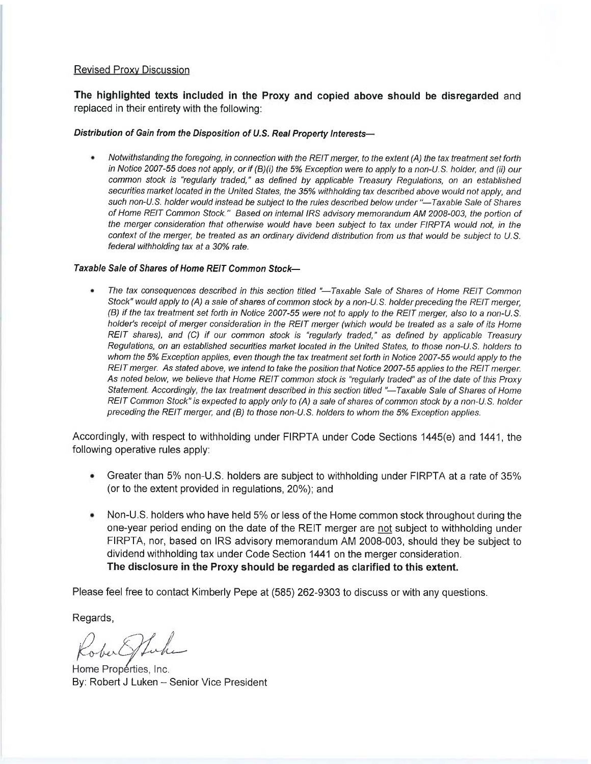Revised Proxy Discussion

**The highlighted texts included in the Proxy and copied above should be disregarded** and replaced in their entirety with the following:

***Distribution of Gain from the Disposition of U.S. Real Property Interests—***

- *Notwithstanding the foregoing, in connection with the REIT merger, to the extent (A) the tax treatment set forth in Notice 2007-55 does not apply, or if (B)(i) the 5% Exception were to apply to a non-U.S. holder, and (ii) our common stock is "regularly traded," as defined by applicable Treasury Regulations, on an established securities market located in the United States, the 35% withholding tax described above would not apply, and such non-U.S. holder would instead be subject to the rules described below under "—Taxable Sale of Shares of Home REIT Common Stock." Based on internal IRS advisory memorandum AM 2008-003, the portion of the merger consideration that otherwise would have been subject to tax under FIRPTA would not, in the context of the merger, be treated as an ordinary dividend distribution from us that would be subject to U.S. federal withholding tax at a 30% rate.*

***Taxable Sale of Shares of Home REIT Common Stock—***

- *The tax consequences described in this section titled "—Taxable Sale of Shares of Home REIT Common Stock" would apply to (A) a sale of shares of common stock by a non-U.S. holder preceding the REIT merger, (B) if the tax treatment set forth in Notice 2007-55 were not to apply to the REIT merger, also to a non-U.S. holder's receipt of merger consideration in the REIT merger (which would be treated as a sale of its Home REIT shares), and (C) if our common stock is "regularly traded," as defined by applicable Treasury Regulations, on an established securities market located in the United States, to those non-U.S. holders to whom the 5% Exception applies, even though the tax treatment set forth in Notice 2007-55 would apply to the REIT merger. As stated above, we intend to take the position that Notice 2007-55 applies to the REIT merger. As noted below, we believe that Home REIT common stock is "regularly traded" as of the date of this Proxy Statement. Accordingly, the tax treatment described in this section titled "—Taxable Sale of Shares of Home REIT Common Stock" is expected to apply only to (A) a sale of shares of common stock by a non-U.S. holder preceding the REIT merger, and (B) to those non-U.S. holders to whom the 5% Exception applies.*

Accordingly, with respect to withholding under FIRPTA under Code Sections 1445(e) and 1441, the following operative rules apply:

- Greater than 5% non-U.S. holders are subject to withholding under FIRPTA at a rate of 35% (or to the extent provided in regulations, 20%); and
- Non-U.S. holders who have held 5% or less of the Home common stock throughout during the one-year period ending on the date of the REIT merger are not subject to withholding under FIRPTA, nor, based on IRS advisory memorandum AM 2008-003, should they be subject to dividend withholding tax under Code Section 1441 on the merger consideration. **The disclosure in the Proxy should be regarded as clarified to this extent.**

Please feel free to contact Kimberly Pepe at (585) 262-9303 to discuss or with any questions.

Regards,

Home Properties, Inc.
By: Robert J Luken – Senior Vice President